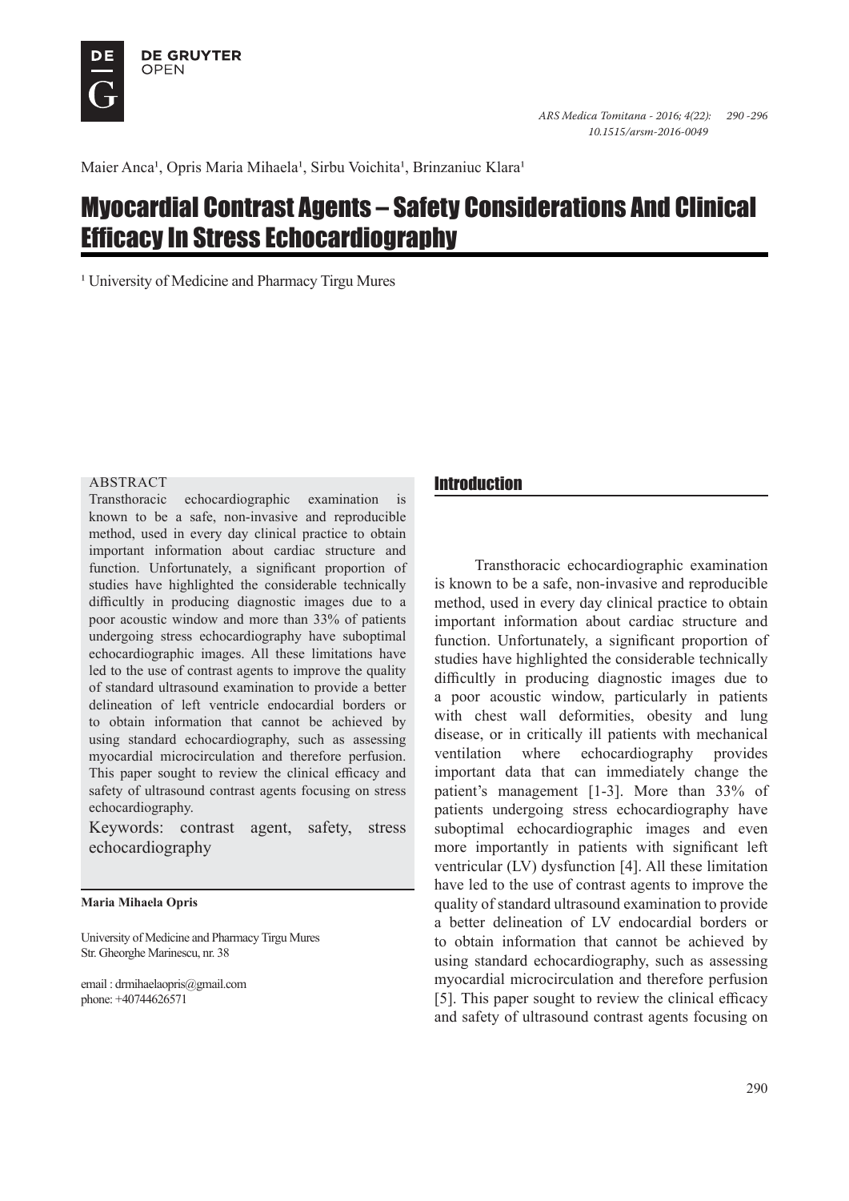Maier Anca[1], Opris Maria Mihaela[1], Sirbu Voichita[1], Brinzaniuc Klara[1]

# Myocardial Contrast Agents – Safety Considerations And Clinical Efficacy In Stress Echocardiography

[1] University of Medicine and Pharmacy Tirgu Mures

ABSTRACT

Transthoracic echocardiographic examination is known to be a safe, non-invasive and reproducible method, used in every day clinical practice to obtain important information about cardiac structure and function. Unfortunately, a significant proportion of studies have highlighted the considerable technically difficultly in producing diagnostic images due to a poor acoustic window and more than 33% of patients undergoing stress echocardiography have suboptimal echocardiographic images. All these limitations have led to the use of contrast agents to improve the quality of standard ultrasound examination to provide a better delineation of left ventricle endocardial borders or to obtain information that cannot be achieved by using standard echocardiography, such as assessing myocardial microcirculation and therefore perfusion. This paper sought to review the clinical efficacy and safety of ultrasound contrast agents focusing on stress echocardiography.

Keywords: contrast agent, safety, stress echocardiography

**Maria Mihaela Opris**

University of Medicine and Pharmacy Tirgu Mures
Str. Gheorghe Marinescu, nr. 38

email : drmihaelaopris@gmail.com
phone: +40744626571

## Introduction

Transthoracic echocardiographic examination is known to be a safe, non-invasive and reproducible method, used in every day clinical practice to obtain important information about cardiac structure and function. Unfortunately, a significant proportion of studies have highlighted the considerable technically difficultly in producing diagnostic images due to a poor acoustic window, particularly in patients with chest wall deformities, obesity and lung disease, or in critically ill patients with mechanical ventilation where echocardiography provides important data that can immediately change the patient's management [1-3]. More than 33% of patients undergoing stress echocardiography have suboptimal echocardiographic images and even more importantly in patients with significant left ventricular (LV) dysfunction [4]. All these limitation have led to the use of contrast agents to improve the quality of standard ultrasound examination to provide a better delineation of LV endocardial borders or to obtain information that cannot be achieved by using standard echocardiography, such as assessing myocardial microcirculation and therefore perfusion [5]. This paper sought to review the clinical efficacy and safety of ultrasound contrast agents focusing on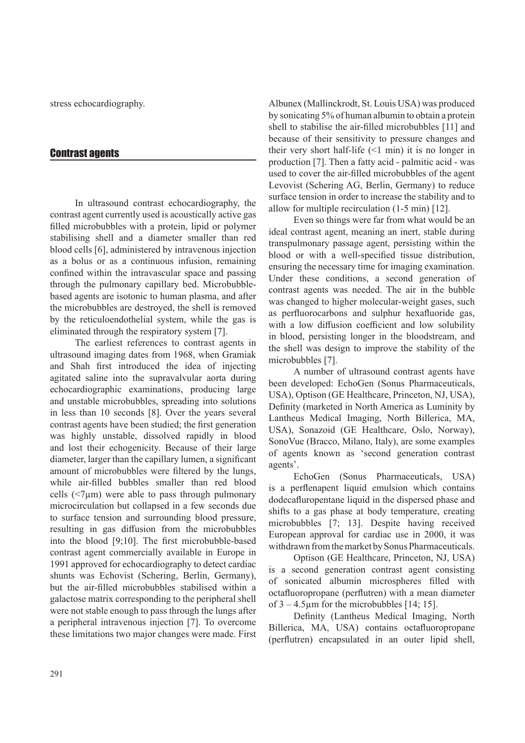stress echocardiography.

## Contrast agents

In ultrasound contrast echocardiography, the contrast agent currently used is acoustically active gas filled microbubbles with a protein, lipid or polymer stabilising shell and a diameter smaller than red blood cells [6], administered by intravenous injection as a bolus or as a continuous infusion, remaining confined within the intravascular space and passing through the pulmonary capillary bed. Microbubble-based agents are isotonic to human plasma, and after the microbubbles are destroyed, the shell is removed by the reticuloendothelial system, while the gas is eliminated through the respiratory system [7].

The earliest references to contrast agents in ultrasound imaging dates from 1968, when Gramiak and Shah first introduced the idea of injecting agitated saline into the supravalvular aorta during echocardiographic examinations, producing large and unstable microbubbles, spreading into solutions in less than 10 seconds [8]. Over the years several contrast agents have been studied; the first generation was highly unstable, dissolved rapidly in blood and lost their echogenicity. Because of their large diameter, larger than the capillary lumen, a significant amount of microbubbles were filtered by the lungs, while air-filled bubbles smaller than red blood cells (<7μm) were able to pass through pulmonary microcirculation but collapsed in a few seconds due to surface tension and surrounding blood pressure, resulting in gas diffusion from the microbubbles into the blood [9;10]. The first microbubble-based contrast agent commercially available in Europe in 1991 approved for echocardiography to detect cardiac shunts was Echovist (Schering, Berlin, Germany), but the air-filled microbubbles stabilised within a galactose matrix corresponding to the peripheral shell were not stable enough to pass through the lungs after a peripheral intravenous injection [7]. To overcome these limitations two major changes were made. First Albunex (Mallinckrodt, St. Louis USA) was produced by sonicating 5% of human albumin to obtain a protein shell to stabilise the air-filled microbubbles [11] and because of their sensitivity to pressure changes and their very short half-life (<1 min) it is no longer in production [7]. Then a fatty acid - palmitic acid - was used to cover the air-filled microbubbles of the agent Levovist (Schering AG, Berlin, Germany) to reduce surface tension in order to increase the stability and to allow for multiple recirculation (1-5 min) [12].

Even so things were far from what would be an ideal contrast agent, meaning an inert, stable during transpulmonary passage agent, persisting within the blood or with a well-specified tissue distribution, ensuring the necessary time for imaging examination. Under these conditions, a second generation of contrast agents was needed. The air in the bubble was changed to higher molecular-weight gases, such as perfluorocarbons and sulphur hexafluoride gas, with a low diffusion coefficient and low solubility in blood, persisting longer in the bloodstream, and the shell was design to improve the stability of the microbubbles [7].

A number of ultrasound contrast agents have been developed: EchoGen (Sonus Pharmaceuticals, USA), Optison (GE Healthcare, Princeton, NJ, USA), Definity (marketed in North America as Luminity by Lantheus Medical Imaging, North Billerica, MA, USA), Sonazoid (GE Healthcare, Oslo, Norway), SonoVue (Bracco, Milano, Italy), are some examples of agents known as 'second generation contrast agents'.

EchoGen (Sonus Pharmaceuticals, USA) is a perflenapent liquid emulsion which contains dodecafluropentane liquid in the dispersed phase and shifts to a gas phase at body temperature, creating microbubbles [7; 13]. Despite having received European approval for cardiac use in 2000, it was withdrawn from the market by Sonus Pharmaceuticals.

Optison (GE Healthcare, Princeton, NJ, USA) is a second generation contrast agent consisting of sonicated albumin microspheres filled with octafluoropropane (perflutren) with a mean diameter of 3 – 4.5μm for the microbubbles [14; 15].

Definity (Lantheus Medical Imaging, North Billerica, MA, USA) contains octafluoropropane (perflutren) encapsulated in an outer lipid shell,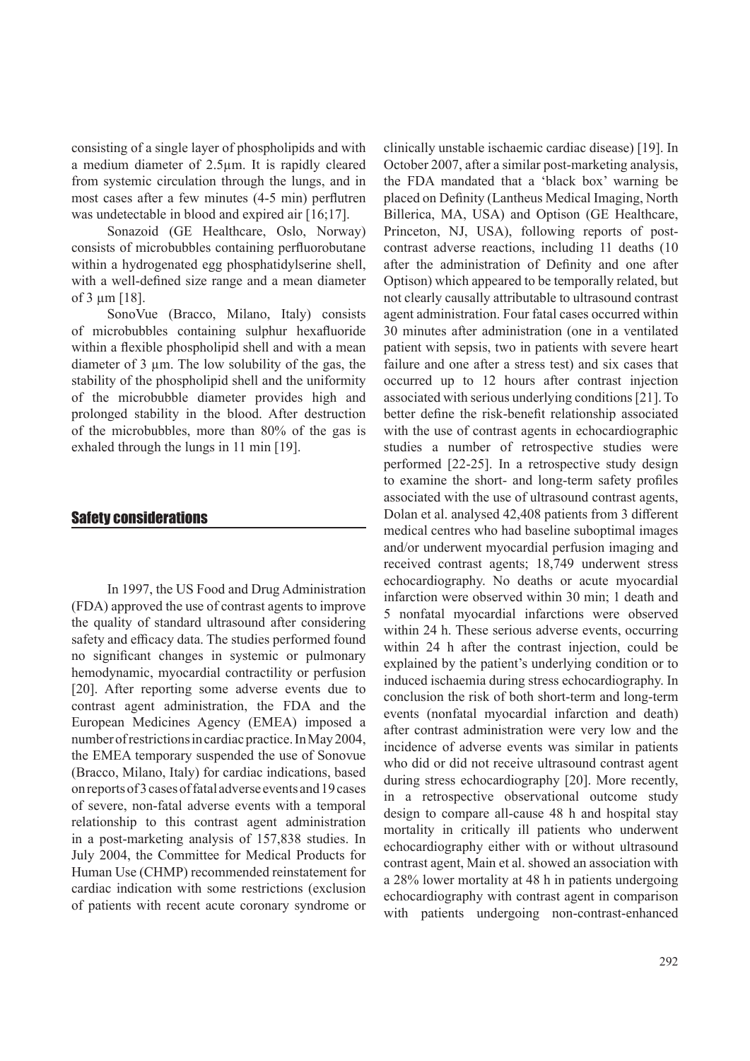consisting of a single layer of phospholipids and with a medium diameter of 2.5µm. It is rapidly cleared from systemic circulation through the lungs, and in most cases after a few minutes (4-5 min) perflutren was undetectable in blood and expired air [16;17].

Sonazoid (GE Healthcare, Oslo, Norway) consists of microbubbles containing perfluorobutane within a hydrogenated egg phosphatidylserine shell, with a well-defined size range and a mean diameter of 3 µm [18].

SonoVue (Bracco, Milano, Italy) consists of microbubbles containing sulphur hexafluoride within a flexible phospholipid shell and with a mean diameter of 3 µm. The low solubility of the gas, the stability of the phospholipid shell and the uniformity of the microbubble diameter provides high and prolonged stability in the blood. After destruction of the microbubbles, more than 80% of the gas is exhaled through the lungs in 11 min [19].

## Safety considerations

In 1997, the US Food and Drug Administration (FDA) approved the use of contrast agents to improve the quality of standard ultrasound after considering safety and efficacy data. The studies performed found no significant changes in systemic or pulmonary hemodynamic, myocardial contractility or perfusion [20]. After reporting some adverse events due to contrast agent administration, the FDA and the European Medicines Agency (EMEA) imposed a number of restrictions in cardiac practice. In May 2004, the EMEA temporary suspended the use of Sonovue (Bracco, Milano, Italy) for cardiac indications, based on reports of 3 cases of fatal adverse events and 19 cases of severe, non-fatal adverse events with a temporal relationship to this contrast agent administration in a post-marketing analysis of 157,838 studies. In July 2004, the Committee for Medical Products for Human Use (CHMP) recommended reinstatement for cardiac indication with some restrictions (exclusion of patients with recent acute coronary syndrome or clinically unstable ischaemic cardiac disease) [19]. In October 2007, after a similar post-marketing analysis, the FDA mandated that a 'black box' warning be placed on Definity (Lantheus Medical Imaging, North Billerica, MA, USA) and Optison (GE Healthcare, Princeton, NJ, USA), following reports of post-contrast adverse reactions, including 11 deaths (10 after the administration of Definity and one after Optison) which appeared to be temporally related, but not clearly causally attributable to ultrasound contrast agent administration. Four fatal cases occurred within 30 minutes after administration (one in a ventilated patient with sepsis, two in patients with severe heart failure and one after a stress test) and six cases that occurred up to 12 hours after contrast injection associated with serious underlying conditions [21]. To better define the risk-benefit relationship associated with the use of contrast agents in echocardiographic studies a number of retrospective studies were performed [22-25]. In a retrospective study design to examine the short- and long-term safety profiles associated with the use of ultrasound contrast agents, Dolan et al. analysed 42,408 patients from 3 different medical centres who had baseline suboptimal images and/or underwent myocardial perfusion imaging and received contrast agents; 18,749 underwent stress echocardiography. No deaths or acute myocardial infarction were observed within 30 min; 1 death and 5 nonfatal myocardial infarctions were observed within 24 h. These serious adverse events, occurring within 24 h after the contrast injection, could be explained by the patient's underlying condition or to induced ischaemia during stress echocardiography. In conclusion the risk of both short-term and long-term events (nonfatal myocardial infarction and death) after contrast administration were very low and the incidence of adverse events was similar in patients who did or did not receive ultrasound contrast agent during stress echocardiography [20]. More recently, in a retrospective observational outcome study design to compare all-cause 48 h and hospital stay mortality in critically ill patients who underwent echocardiography either with or without ultrasound contrast agent, Main et al. showed an association with a 28% lower mortality at 48 h in patients undergoing echocardiography with contrast agent in comparison with patients undergoing non-contrast-enhanced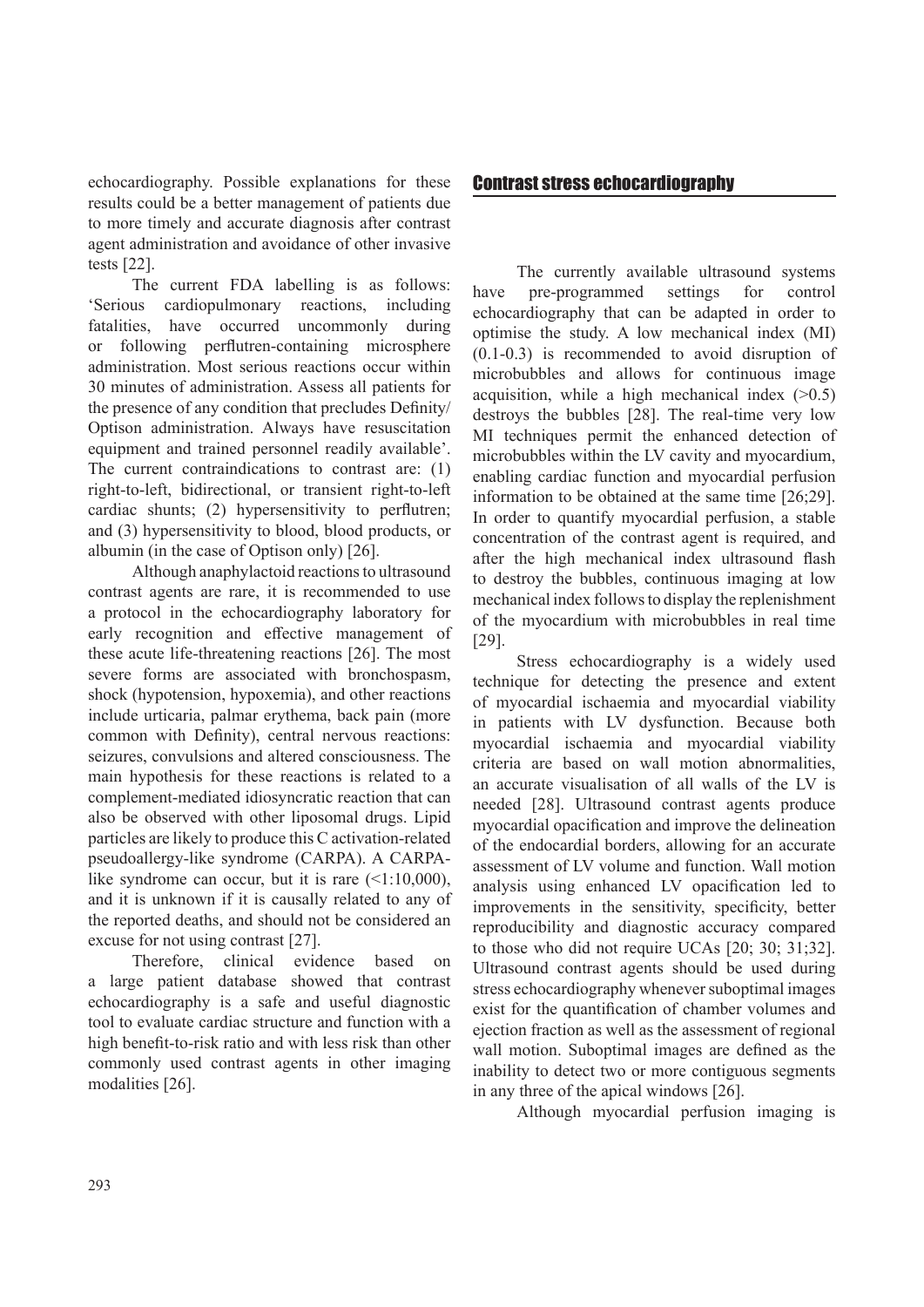echocardiography. Possible explanations for these results could be a better management of patients due to more timely and accurate diagnosis after contrast agent administration and avoidance of other invasive tests [22].

The current FDA labelling is as follows: 'Serious cardiopulmonary reactions, including fatalities, have occurred uncommonly during or following perflutren-containing microsphere administration. Most serious reactions occur within 30 minutes of administration. Assess all patients for the presence of any condition that precludes Definity/Optison administration. Always have resuscitation equipment and trained personnel readily available'. The current contraindications to contrast are: (1) right-to-left, bidirectional, or transient right-to-left cardiac shunts; (2) hypersensitivity to perflutren; and (3) hypersensitivity to blood, blood products, or albumin (in the case of Optison only) [26].

Although anaphylactoid reactions to ultrasound contrast agents are rare, it is recommended to use a protocol in the echocardiography laboratory for early recognition and effective management of these acute life-threatening reactions [26]. The most severe forms are associated with bronchospasm, shock (hypotension, hypoxemia), and other reactions include urticaria, palmar erythema, back pain (more common with Definity), central nervous reactions: seizures, convulsions and altered consciousness. The main hypothesis for these reactions is related to a complement-mediated idiosyncratic reaction that can also be observed with other liposomal drugs. Lipid particles are likely to produce this C activation-related pseudoallergy-like syndrome (CARPA). A CARPA-like syndrome can occur, but it is rare (<1:10,000), and it is unknown if it is causally related to any of the reported deaths, and should not be considered an excuse for not using contrast [27].

Therefore, clinical evidence based on a large patient database showed that contrast echocardiography is a safe and useful diagnostic tool to evaluate cardiac structure and function with a high benefit-to-risk ratio and with less risk than other commonly used contrast agents in other imaging modalities [26].

## Contrast stress echocardiography

The currently available ultrasound systems have pre-programmed settings for control echocardiography that can be adapted in order to optimise the study. A low mechanical index (MI) (0.1-0.3) is recommended to avoid disruption of microbubbles and allows for continuous image acquisition, while a high mechanical index (>0.5) destroys the bubbles [28]. The real-time very low MI techniques permit the enhanced detection of microbubbles within the LV cavity and myocardium, enabling cardiac function and myocardial perfusion information to be obtained at the same time [26;29]. In order to quantify myocardial perfusion, a stable concentration of the contrast agent is required, and after the high mechanical index ultrasound flash to destroy the bubbles, continuous imaging at low mechanical index follows to display the replenishment of the myocardium with microbubbles in real time [29].

Stress echocardiography is a widely used technique for detecting the presence and extent of myocardial ischaemia and myocardial viability in patients with LV dysfunction. Because both myocardial ischaemia and myocardial viability criteria are based on wall motion abnormalities, an accurate visualisation of all walls of the LV is needed [28]. Ultrasound contrast agents produce myocardial opacification and improve the delineation of the endocardial borders, allowing for an accurate assessment of LV volume and function. Wall motion analysis using enhanced LV opacification led to improvements in the sensitivity, specificity, better reproducibility and diagnostic accuracy compared to those who did not require UCAs [20; 30; 31;32]. Ultrasound contrast agents should be used during stress echocardiography whenever suboptimal images exist for the quantification of chamber volumes and ejection fraction as well as the assessment of regional wall motion. Suboptimal images are defined as the inability to detect two or more contiguous segments in any three of the apical windows [26].

Although myocardial perfusion imaging is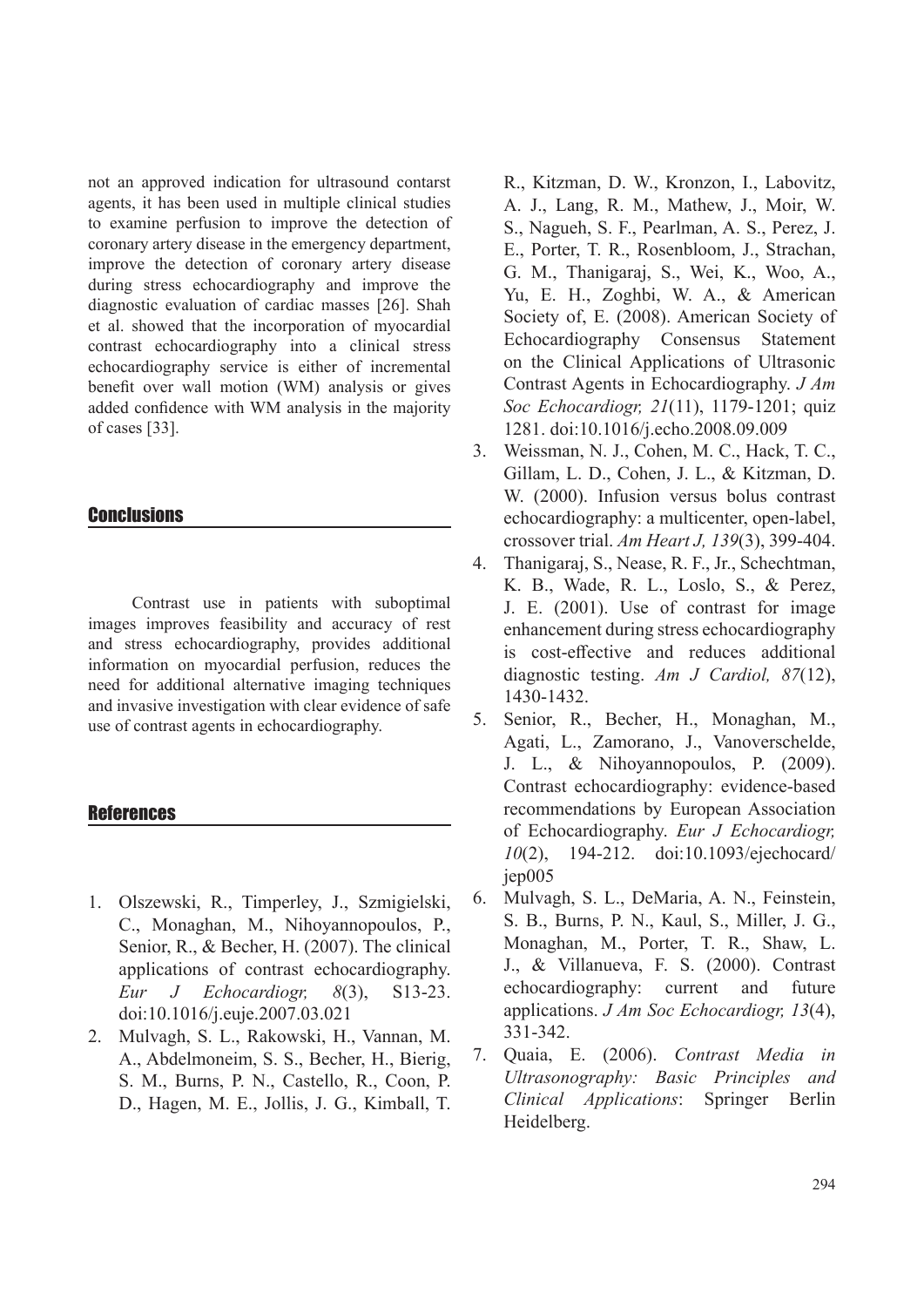not an approved indication for ultrasound contarst agents, it has been used in multiple clinical studies to examine perfusion to improve the detection of coronary artery disease in the emergency department, improve the detection of coronary artery disease during stress echocardiography and improve the diagnostic evaluation of cardiac masses [26]. Shah et al. showed that the incorporation of myocardial contrast echocardiography into a clinical stress echocardiography service is either of incremental benefit over wall motion (WM) analysis or gives added confidence with WM analysis in the majority of cases [33].

## Conclusions

Contrast use in patients with suboptimal images improves feasibility and accuracy of rest and stress echocardiography, provides additional information on myocardial perfusion, reduces the need for additional alternative imaging techniques and invasive investigation with clear evidence of safe use of contrast agents in echocardiography.

## References

1. Olszewski, R., Timperley, J., Szmigielski, C., Monaghan, M., Nihoyannopoulos, P., Senior, R., & Becher, H. (2007). The clinical applications of contrast echocardiography. *Eur J Echocardiogr, 8*(3), S13-23. doi:10.1016/j.euje.2007.03.021
2. Mulvagh, S. L., Rakowski, H., Vannan, M. A., Abdelmoneim, S. S., Becher, H., Bierig, S. M., Burns, P. N., Castello, R., Coon, P. D., Hagen, M. E., Jollis, J. G., Kimball, T. R., Kitzman, D. W., Kronzon, I., Labovitz, A. J., Lang, R. M., Mathew, J., Moir, W. S., Nagueh, S. F., Pearlman, A. S., Perez, J. E., Porter, T. R., Rosenbloom, J., Strachan, G. M., Thanigaraj, S., Wei, K., Woo, A., Yu, E. H., Zoghbi, W. A., & American Society of, E. (2008). American Society of Echocardiography Consensus Statement on the Clinical Applications of Ultrasonic Contrast Agents in Echocardiography. *J Am Soc Echocardiogr, 21*(11), 1179-1201; quiz 1281. doi:10.1016/j.echo.2008.09.009
3. Weissman, N. J., Cohen, M. C., Hack, T. C., Gillam, L. D., Cohen, J. L., & Kitzman, D. W. (2000). Infusion versus bolus contrast echocardiography: a multicenter, open-label, crossover trial. *Am Heart J, 139*(3), 399-404.
4. Thanigaraj, S., Nease, R. F., Jr., Schechtman, K. B., Wade, R. L., Loslo, S., & Perez, J. E. (2001). Use of contrast for image enhancement during stress echocardiography is cost-effective and reduces additional diagnostic testing. *Am J Cardiol, 87*(12), 1430-1432.
5. Senior, R., Becher, H., Monaghan, M., Agati, L., Zamorano, J., Vanoverschelde, J. L., & Nihoyannopoulos, P. (2009). Contrast echocardiography: evidence-based recommendations by European Association of Echocardiography. *Eur J Echocardiogr, 10*(2), 194-212. doi:10.1093/ejechocard/jep005
6. Mulvagh, S. L., DeMaria, A. N., Feinstein, S. B., Burns, P. N., Kaul, S., Miller, J. G., Monaghan, M., Porter, T. R., Shaw, L. J., & Villanueva, F. S. (2000). Contrast echocardiography: current and future applications. *J Am Soc Echocardiogr, 13*(4), 331-342.
7. Quaia, E. (2006). *Contrast Media in Ultrasonography: Basic Principles and Clinical Applications*: Springer Berlin Heidelberg.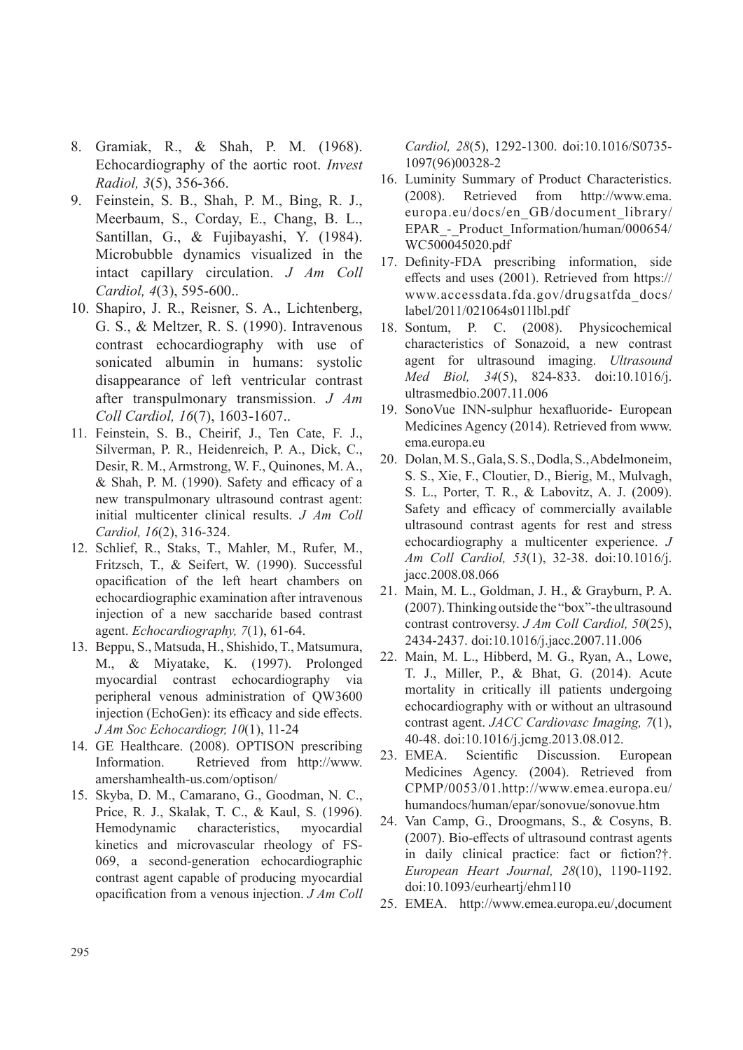8. Gramiak, R., & Shah, P. M. (1968). Echocardiography of the aortic root. *Invest Radiol, 3*(5), 356-366.
9. Feinstein, S. B., Shah, P. M., Bing, R. J., Meerbaum, S., Corday, E., Chang, B. L., Santillan, G., & Fujibayashi, Y. (1984). Microbubble dynamics visualized in the intact capillary circulation. *J Am Coll Cardiol, 4*(3), 595-600..
10. Shapiro, J. R., Reisner, S. A., Lichtenberg, G. S., & Meltzer, R. S. (1990). Intravenous contrast echocardiography with use of sonicated albumin in humans: systolic disappearance of left ventricular contrast after transpulmonary transmission. *J Am Coll Cardiol, 16*(7), 1603-1607..
11. Feinstein, S. B., Cheirif, J., Ten Cate, F. J., Silverman, P. R., Heidenreich, P. A., Dick, C., Desir, R. M., Armstrong, W. F., Quinones, M. A., & Shah, P. M. (1990). Safety and efficacy of a new transpulmonary ultrasound contrast agent: initial multicenter clinical results. *J Am Coll Cardiol, 16*(2), 316-324.
12. Schlief, R., Staks, T., Mahler, M., Rufer, M., Fritzsch, T., & Seifert, W. (1990). Successful opacification of the left heart chambers on echocardiographic examination after intravenous injection of a new saccharide based contrast agent. *Echocardiography, 7*(1), 61-64.
13. Beppu, S., Matsuda, H., Shishido, T., Matsumura, M., & Miyatake, K. (1997). Prolonged myocardial contrast echocardiography via peripheral venous administration of QW3600 injection (EchoGen): its efficacy and side effects. *J Am Soc Echocardiogr, 10*(1), 11-24
14. GE Healthcare. (2008). OPTISON prescribing Information. Retrieved from http://www.amershamhealth-us.com/optison/
15. Skyba, D. M., Camarano, G., Goodman, N. C., Price, R. J., Skalak, T. C., & Kaul, S. (1996). Hemodynamic characteristics, myocardial kinetics and microvascular rheology of FS-069, a second-generation echocardiographic contrast agent capable of producing myocardial opacification from a venous injection. *J Am Coll Cardiol, 28*(5), 1292-1300. doi:10.1016/S0735-1097(96)00328-2
16. Luminity Summary of Product Characteristics. (2008). Retrieved from http://www.ema.europa.eu/docs/en_GB/document_library/EPAR_-_Product_Information/human/000654/WC500045020.pdf
17. Definity-FDA prescribing information, side effects and uses (2001). Retrieved from https://www.accessdata.fda.gov/drugsatfda_docs/label/2011/021064s011lbl.pdf
18. Sontum, P. C. (2008). Physicochemical characteristics of Sonazoid, a new contrast agent for ultrasound imaging. *Ultrasound Med Biol, 34*(5), 824-833. doi:10.1016/j.ultrasmedbio.2007.11.006
19. SonoVue INN-sulphur hexafluoride- European Medicines Agency (2014). Retrieved from www.ema.europa.eu
20. Dolan, M. S., Gala, S. S., Dodla, S., Abdelmoneim, S. S., Xie, F., Cloutier, D., Bierig, M., Mulvagh, S. L., Porter, T. R., & Labovitz, A. J. (2009). Safety and efficacy of commercially available ultrasound contrast agents for rest and stress echocardiography a multicenter experience. *J Am Coll Cardiol, 53*(1), 32-38. doi:10.1016/j.jacc.2008.08.066
21. Main, M. L., Goldman, J. H., & Grayburn, P. A. (2007). Thinking outside the "box"-the ultrasound contrast controversy. *J Am Coll Cardiol, 50*(25), 2434-2437. doi:10.1016/j.jacc.2007.11.006
22. Main, M. L., Hibberd, M. G., Ryan, A., Lowe, T. J., Miller, P., & Bhat, G. (2014). Acute mortality in critically ill patients undergoing echocardiography with or without an ultrasound contrast agent. *JACC Cardiovasc Imaging, 7*(1), 40-48. doi:10.1016/j.jcmg.2013.08.012.
23. EMEA. Scientific Discussion. European Medicines Agency. (2004). Retrieved from CPMP/0053/01.http://www.emea.europa.eu/humandocs/human/epar/sonovue/sonovue.htm
24. Van Camp, G., Droogmans, S., & Cosyns, B. (2007). Bio-effects of ultrasound contrast agents in daily clinical practice: fact or fiction?†. *European Heart Journal, 28*(10), 1190-1192. doi:10.1093/eurheartj/ehm110
25. EMEA. http://www.emea.europa.eu/,document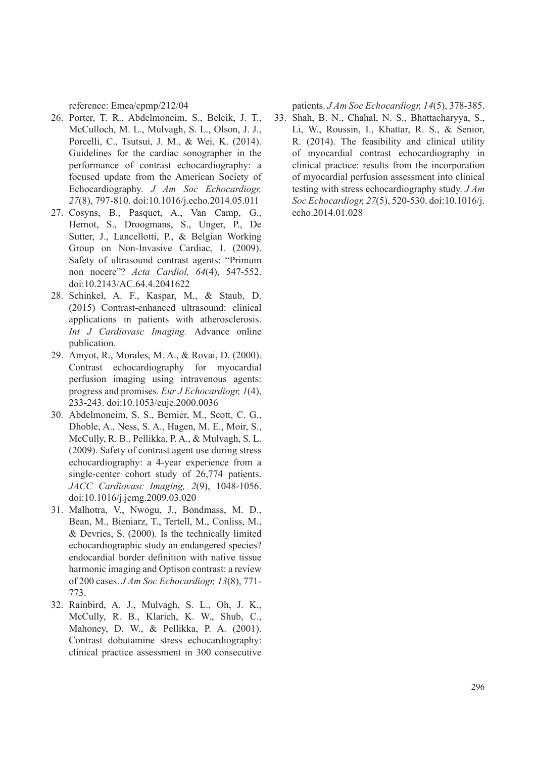reference: Emea/cpmp/212/04

26. Porter, T. R., Abdelmoneim, S., Belcik, J. T., McCulloch, M. L., Mulvagh, S. L., Olson, J. J., Porcelli, C., Tsutsui, J. M., & Wei, K. (2014). Guidelines for the cardiac sonographer in the performance of contrast echocardiography: a focused update from the American Society of Echocardiography. *J Am Soc Echocardiogr, 27*(8), 797-810. doi:10.1016/j.echo.2014.05.011
27. Cosyns, B., Pasquet, A., Van Camp, G., Hernot, S., Droogmans, S., Unger, P., De Sutter, J., Lancellotti, P., & Belgian Working Group on Non-Invasive Cardiac, I. (2009). Safety of ultrasound contrast agents: "Primum non nocere"? *Acta Cardiol, 64*(4), 547-552. doi:10.2143/AC.64.4.2041622
28. Schinkel, A. F., Kaspar, M., & Staub, D. (2015) Contrast-enhanced ultrasound: clinical applications in patients with atherosclerosis. *Int J Cardiovasc Imaging.* Advance online publication.
29. Amyot, R., Morales, M. A., & Rovai, D. (2000). Contrast echocardiography for myocardial perfusion imaging using intravenous agents: progress and promises. *Eur J Echocardiogr, 1*(4), 233-243. doi:10.1053/euje.2000.0036
30. Abdelmoneim, S. S., Bernier, M., Scott, C. G., Dhoble, A., Ness, S. A., Hagen, M. E., Moir, S., McCully, R. B., Pellikka, P. A., & Mulvagh, S. L. (2009). Safety of contrast agent use during stress echocardiography: a 4-year experience from a single-center cohort study of 26,774 patients. *JACC Cardiovasc Imaging, 2*(9), 1048-1056. doi:10.1016/j.jcmg.2009.03.020
31. Malhotra, V., Nwogu, J., Bondmass, M. D., Bean, M., Bieniarz, T., Tertell, M., Conliss, M., & Devries, S. (2000). Is the technically limited echocardiographic study an endangered species? endocardial border definition with native tissue harmonic imaging and Optison contrast: a review of 200 cases. *J Am Soc Echocardiogr, 13*(8), 771-773.
32. Rainbird, A. J., Mulvagh, S. L., Oh, J. K., McCully, R. B., Klarich, K. W., Shub, C., Mahoney, D. W., & Pellikka, P. A. (2001). Contrast dobutamine stress echocardiography: clinical practice assessment in 300 consecutive patients. *J Am Soc Echocardiogr, 14*(5), 378-385.
33. Shah, B. N., Chahal, N. S., Bhattacharyya, S., Li, W., Roussin, I., Khattar, R. S., & Senior, R. (2014). The feasibility and clinical utility of myocardial contrast echocardiography in clinical practice: results from the incorporation of myocardial perfusion assessment into clinical testing with stress echocardiography study. *J Am Soc Echocardiogr, 27*(5), 520-530. doi:10.1016/j.echo.2014.01.028